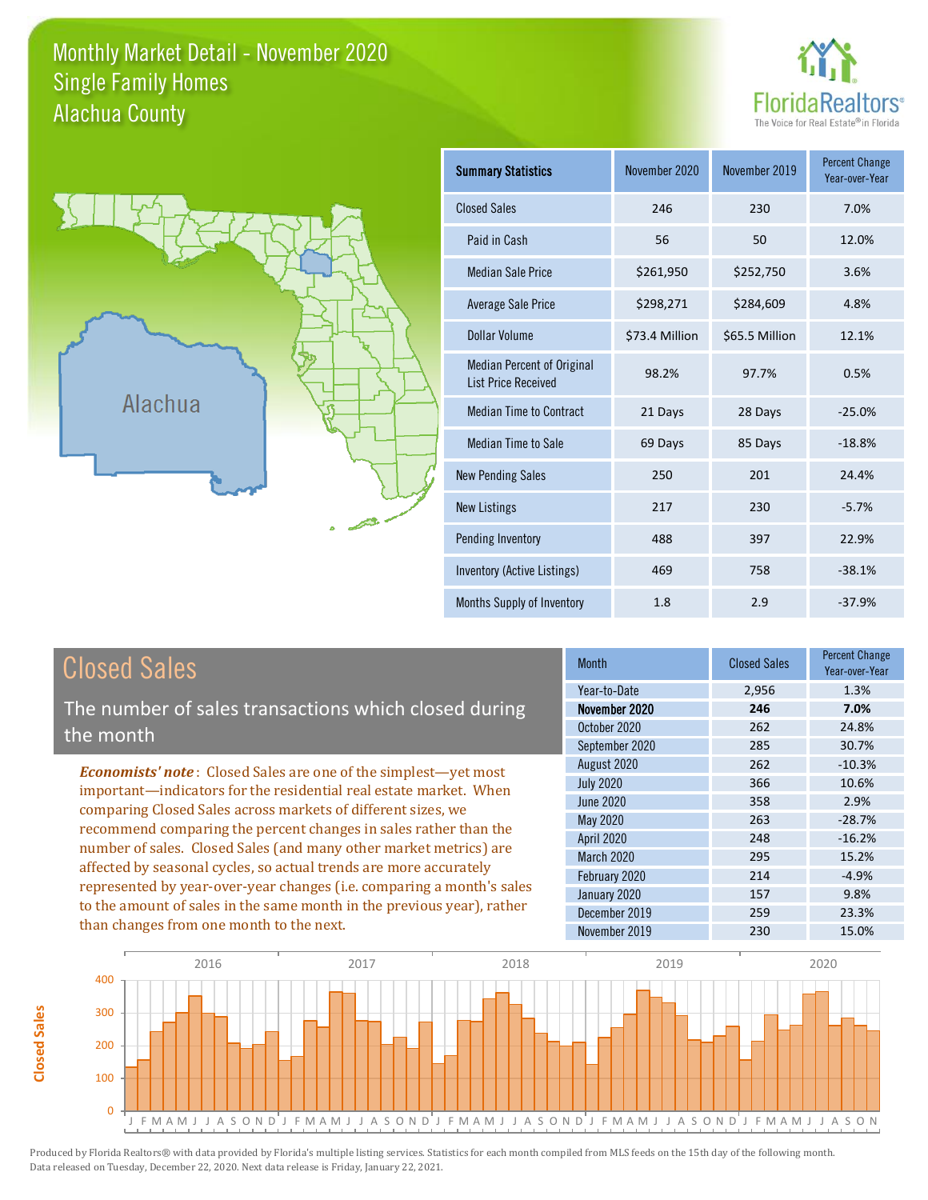# Monthly Market Detail - November 2020
## Single Family Homes
## Alachua County

FloridaRealtors®
The Voice for Real Estate® in Florida

Alachua

| Summary Statistics | November 2020 | November 2019 | Percent Change Year-over-Year |
|---|---|---|---|
| Closed Sales | 246 | 230 | 7.0% |
| Paid in Cash | 56 | 50 | 12.0% |
| Median Sale Price | $261,950 | $252,750 | 3.6% |
| Average Sale Price | $298,271 | $284,609 | 4.8% |
| Dollar Volume | $73.4 Million | $65.5 Million | 12.1% |
| Median Percent of Original List Price Received | 98.2% | 97.7% | 0.5% |
| Median Time to Contract | 21 Days | 28 Days | -25.0% |
| Median Time to Sale | 69 Days | 85 Days | -18.8% |
| New Pending Sales | 250 | 201 | 24.4% |
| New Listings | 217 | 230 | -5.7% |
| Pending Inventory | 488 | 397 | 22.9% |
| Inventory (Active Listings) | 469 | 758 | -38.1% |
| Months Supply of Inventory | 1.8 | 2.9 | -37.9% |

## Closed Sales

The number of sales transactions which closed during the month

***Economists' note***: Closed Sales are one of the simplest—yet most important—indicators for the residential real estate market. When comparing Closed Sales across markets of different sizes, we recommend comparing the percent changes in sales rather than the number of sales. Closed Sales (and many other market metrics) are affected by seasonal cycles, so actual trends are more accurately represented by year-over-year changes (i.e. comparing a month's sales to the amount of sales in the same month in the previous year), rather than changes from one month to the next.

| Month | Closed Sales | Percent Change Year-over-Year |
|---|---|---|
| Year-to-Date | 2,956 | 1.3% |
| **November 2020** | **246** | **7.0%** |
| October 2020 | 262 | 24.8% |
| September 2020 | 285 | 30.7% |
| August 2020 | 262 | -10.3% |
| July 2020 | 366 | 10.6% |
| June 2020 | 358 | 2.9% |
| May 2020 | 263 | -28.7% |
| April 2020 | 248 | -16.2% |
| March 2020 | 295 | 15.2% |
| February 2020 | 214 | -4.9% |
| January 2020 | 157 | 9.8% |
| December 2019 | 259 | 23.3% |
| November 2019 | 230 | 15.0% |

Produced by Florida Realtors® with data provided by Florida's multiple listing services. Statistics for each month compiled from MLS feeds on the 15th day of the following month. Data released on Tuesday, December 22, 2020. Next data release is Friday, January 22, 2021.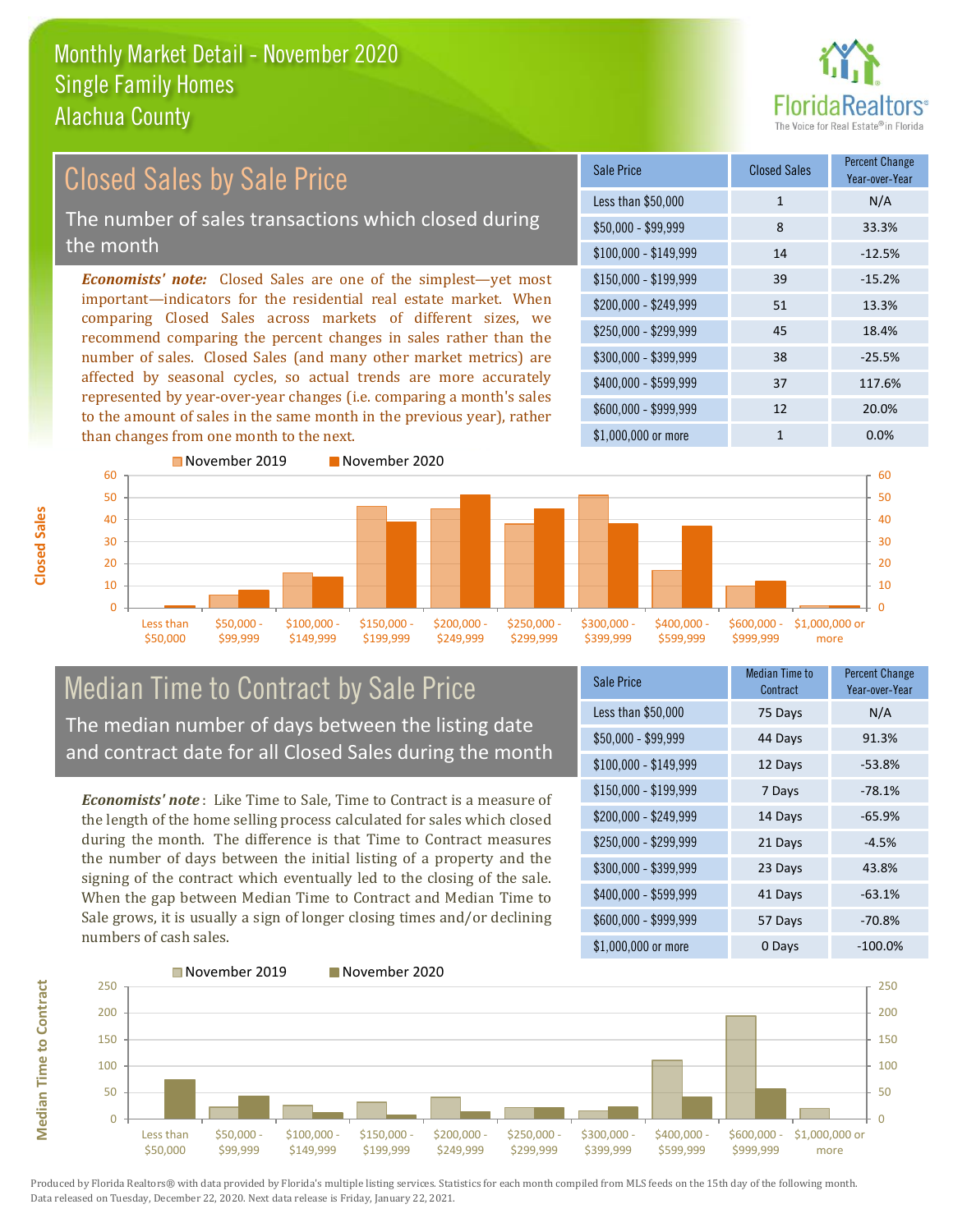# Monthly Market Detail - November 2020
## Single Family Homes
## Alachua County

## Closed Sales by Sale Price

The number of sales transactions which closed during the month

***Economists' note:*** Closed Sales are one of the simplest—yet most important—indicators for the residential real estate market. When comparing Closed Sales across markets of different sizes, we recommend comparing the percent changes in sales rather than the number of sales. Closed Sales (and many other market metrics) are affected by seasonal cycles, so actual trends are more accurately represented by year-over-year changes (i.e. comparing a month's sales to the amount of sales in the same month in the previous year), rather than changes from one month to the next.

| Sale Price | Closed Sales | Percent Change Year-over-Year |
|---|---|---|
| Less than $50,000 | 1 | N/A |
| $50,000 - $99,999 | 8 | 33.3% |
| $100,000 - $149,999 | 14 | -12.5% |
| $150,000 - $199,999 | 39 | -15.2% |
| $200,000 - $249,999 | 51 | 13.3% |
| $250,000 - $299,999 | 45 | 18.4% |
| $300,000 - $399,999 | 38 | -25.5% |
| $400,000 - $599,999 | 37 | 117.6% |
| $600,000 - $999,999 | 12 | 20.0% |
| $1,000,000 or more | 1 | 0.0% |

## Median Time to Contract by Sale Price

The median number of days between the listing date and contract date for all Closed Sales during the month

***Economists' note*** : Like Time to Sale, Time to Contract is a measure of the length of the home selling process calculated for sales which closed during the month. The difference is that Time to Contract measures the number of days between the initial listing of a property and the signing of the contract which eventually led to the closing of the sale. When the gap between Median Time to Contract and Median Time to Sale grows, it is usually a sign of longer closing times and/or declining numbers of cash sales.

| Sale Price | Median Time to Contract | Percent Change Year-over-Year |
|---|---|---|
| Less than $50,000 | 75 Days | N/A |
| $50,000 - $99,999 | 44 Days | 91.3% |
| $100,000 - $149,999 | 12 Days | -53.8% |
| $150,000 - $199,999 | 7 Days | -78.1% |
| $200,000 - $249,999 | 14 Days | -65.9% |
| $250,000 - $299,999 | 21 Days | -4.5% |
| $300,000 - $399,999 | 23 Days | 43.8% |
| $400,000 - $599,999 | 41 Days | -63.1% |
| $600,000 - $999,999 | 57 Days | -70.8% |
| $1,000,000 or more | 0 Days | -100.0% |

Produced by Florida Realtors® with data provided by Florida's multiple listing services. Statistics for each month compiled from MLS feeds on the 15th day of the following month. Data released on Tuesday, December 22, 2020. Next data release is Friday, January 22, 2021.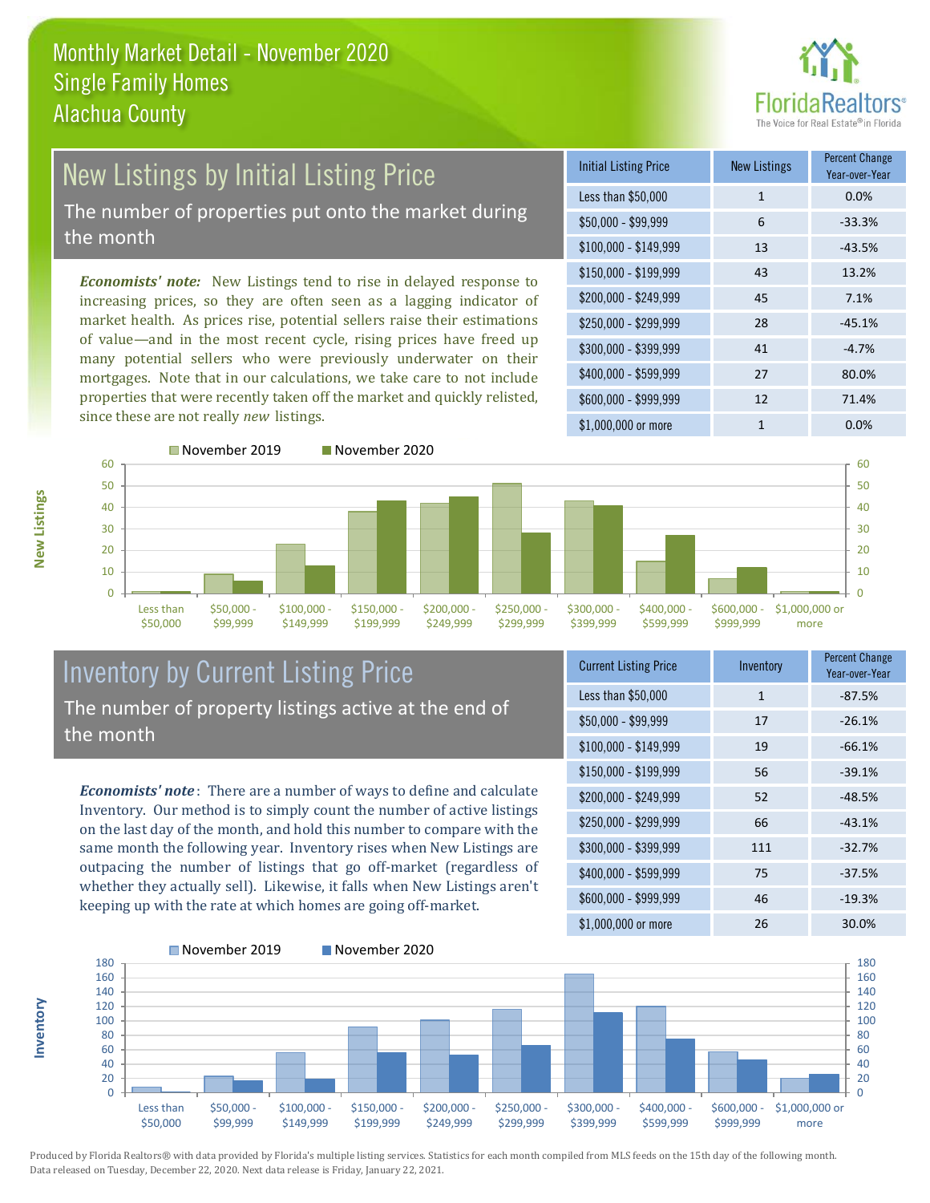# Monthly Market Detail - November 2020
## Single Family Homes
## Alachua County

## New Listings by Initial Listing Price

The number of properties put onto the market during the month

***Economists' note:*** New Listings tend to rise in delayed response to increasing prices, so they are often seen as a lagging indicator of market health. As prices rise, potential sellers raise their estimations of value—and in the most recent cycle, rising prices have freed up many potential sellers who were previously underwater on their mortgages. Note that in our calculations, we take care to not include properties that were recently taken off the market and quickly relisted, since these are not really *new* listings.

| Initial Listing Price | New Listings | Percent Change Year-over-Year |
|---|---|---|
| Less than $50,000 | 1 | 0.0% |
| $50,000 - $99,999 | 6 | -33.3% |
| $100,000 - $149,999 | 13 | -43.5% |
| $150,000 - $199,999 | 43 | 13.2% |
| $200,000 - $249,999 | 45 | 7.1% |
| $250,000 - $299,999 | 28 | -45.1% |
| $300,000 - $399,999 | 41 | -4.7% |
| $400,000 - $599,999 | 27 | 80.0% |
| $600,000 - $999,999 | 12 | 71.4% |
| $1,000,000 or more | 1 | 0.0% |

## Inventory by Current Listing Price

The number of property listings active at the end of the month

***Economists' note***: There are a number of ways to define and calculate Inventory. Our method is to simply count the number of active listings on the last day of the month, and hold this number to compare with the same month the following year. Inventory rises when New Listings are outpacing the number of listings that go off-market (regardless of whether they actually sell). Likewise, it falls when New Listings aren't keeping up with the rate at which homes are going off-market.

| Current Listing Price | Inventory | Percent Change Year-over-Year |
|---|---|---|
| Less than $50,000 | 1 | -87.5% |
| $50,000 - $99,999 | 17 | -26.1% |
| $100,000 - $149,999 | 19 | -66.1% |
| $150,000 - $199,999 | 56 | -39.1% |
| $200,000 - $249,999 | 52 | -48.5% |
| $250,000 - $299,999 | 66 | -43.1% |
| $300,000 - $399,999 | 111 | -32.7% |
| $400,000 - $599,999 | 75 | -37.5% |
| $600,000 - $999,999 | 46 | -19.3% |
| $1,000,000 or more | 26 | 30.0% |

Produced by Florida Realtors® with data provided by Florida's multiple listing services. Statistics for each month compiled from MLS feeds on the 15th day of the following month. Data released on Tuesday, December 22, 2020. Next data release is Friday, January 22, 2021.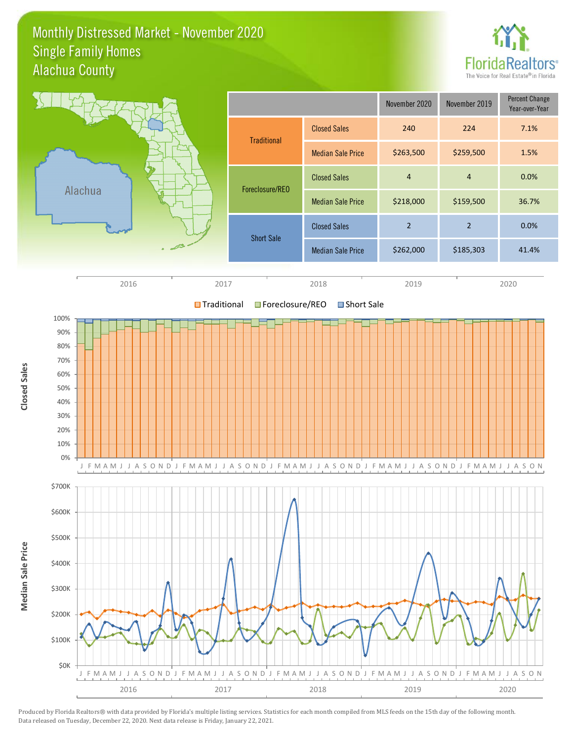# Monthly Distressed Market - November 2020
## Single Family Homes
## Alachua County

| | | November 2020 | November 2019 | Percent Change Year-over-Year |
|---|---|---|---|---|
| Traditional | Closed Sales | 240 | 224 | 7.1% |
| | Median Sale Price | $263,500 | $259,500 | 1.5% |
| Foreclosure/REO | Closed Sales | 4 | 4 | 0.0% |
| | Median Sale Price | $218,000 | $159,500 | 36.7% |
| Short Sale | Closed Sales | 2 | 2 | 0.0% |
| | Median Sale Price | $262,000 | $185,303 | 41.4% |

Produced by Florida Realtors® with data provided by Florida's multiple listing services. Statistics for each month compiled from MLS feeds on the 15th day of the following month. Data released on Tuesday, December 22, 2020. Next data release is Friday, January 22, 2021.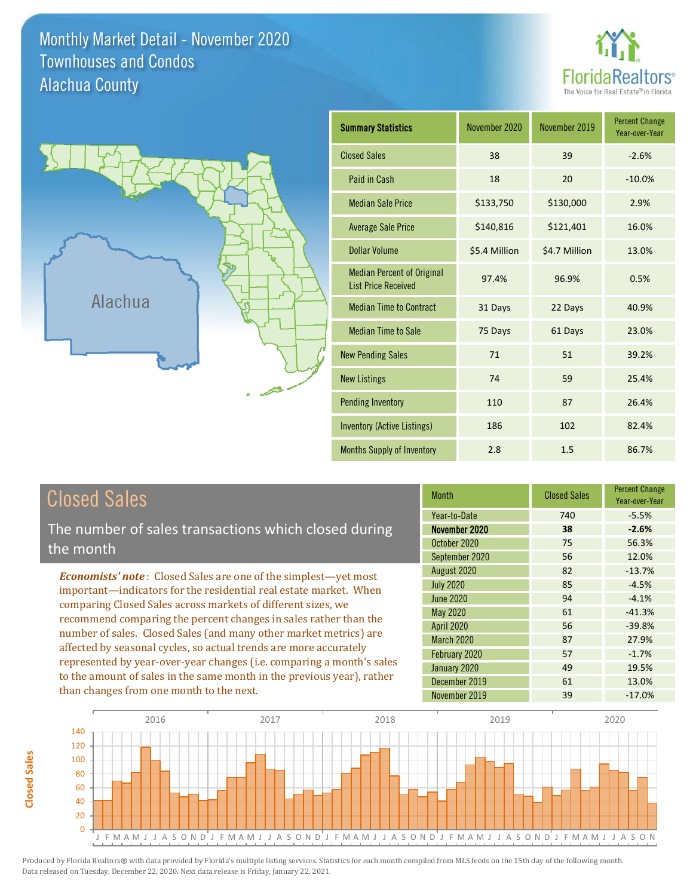# Monthly Market Detail - November 2020
## Townhouses and Condos
## Alachua County

Alachua

| Summary Statistics | November 2020 | November 2019 | Percent Change Year-over-Year |
|---|---|---|---|
| Closed Sales | 38 | 39 | -2.6% |
| Paid in Cash | 18 | 20 | -10.0% |
| Median Sale Price | $133,750 | $130,000 | 2.9% |
| Average Sale Price | $140,816 | $121,401 | 16.0% |
| Dollar Volume | $5.4 Million | $4.7 Million | 13.0% |
| Median Percent of Original List Price Received | 97.4% | 96.9% | 0.5% |
| Median Time to Contract | 31 Days | 22 Days | 40.9% |
| Median Time to Sale | 75 Days | 61 Days | 23.0% |
| New Pending Sales | 71 | 51 | 39.2% |
| New Listings | 74 | 59 | 25.4% |
| Pending Inventory | 110 | 87 | 26.4% |
| Inventory (Active Listings) | 186 | 102 | 82.4% |
| Months Supply of Inventory | 2.8 | 1.5 | 86.7% |

## Closed Sales

The number of sales transactions which closed during the month

*Economists' note*: Closed Sales are one of the simplest—yet most important—indicators for the residential real estate market. When comparing Closed Sales across markets of different sizes, we recommend comparing the percent changes in sales rather than the number of sales. Closed Sales (and many other market metrics) are affected by seasonal cycles, so actual trends are more accurately represented by year-over-year changes (i.e. comparing a month's sales to the amount of sales in the same month in the previous year), rather than changes from one month to the next.

| Month | Closed Sales | Percent Change Year-over-Year |
|---|---|---|
| Year-to-Date | 740 | -5.5% |
| **November 2020** | **38** | **-2.6%** |
| October 2020 | 75 | 56.3% |
| September 2020 | 56 | 12.0% |
| August 2020 | 82 | -13.7% |
| July 2020 | 85 | -4.5% |
| June 2020 | 94 | -4.1% |
| May 2020 | 61 | -41.3% |
| April 2020 | 56 | -39.8% |
| March 2020 | 87 | 27.9% |
| February 2020 | 57 | -1.7% |
| January 2020 | 49 | 19.5% |
| December 2019 | 61 | 13.0% |
| November 2019 | 39 | -17.0% |

Produced by Florida Realtors® with data provided by Florida's multiple listing services. Statistics for each month compiled from MLS feeds on the 15th day of the following month. Data released on Tuesday, December 22, 2020. Next data release is Friday, January 22, 2021.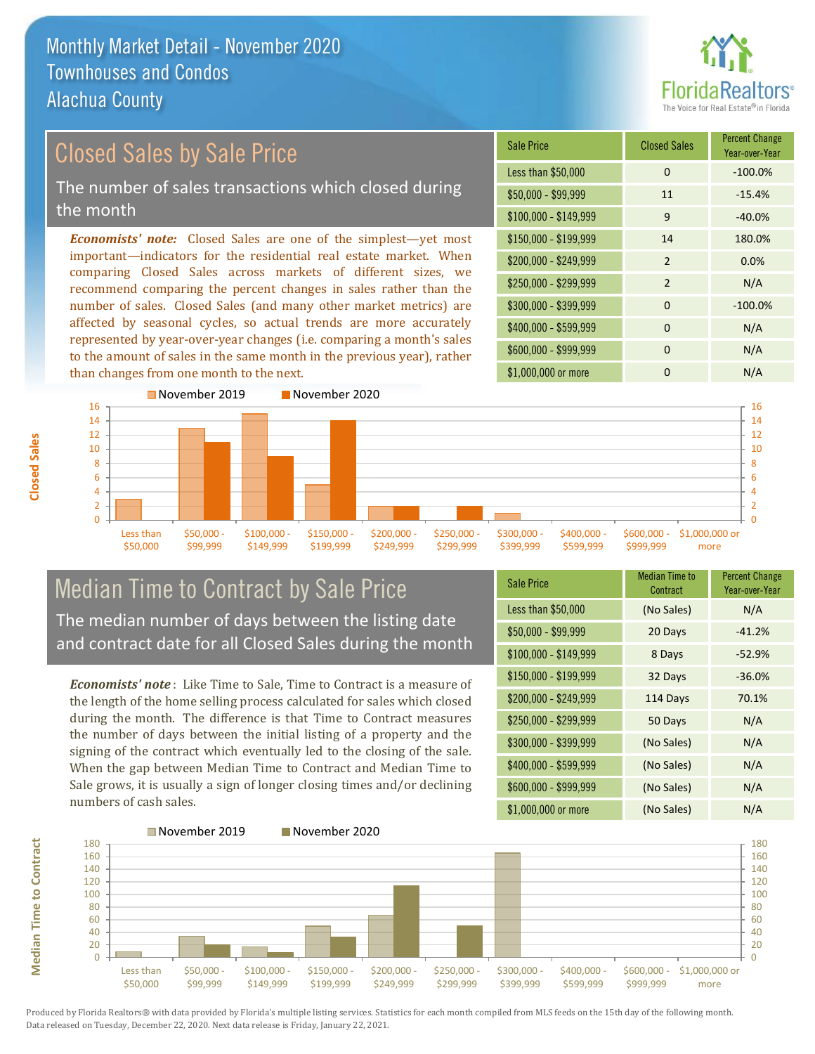# Monthly Market Detail - November 2020
## Townhouses and Condos
## Alachua County

## Closed Sales by Sale Price

The number of sales transactions which closed during the month

***Economists' note:*** Closed Sales are one of the simplest—yet most important—indicators for the residential real estate market. When comparing Closed Sales across markets of different sizes, we recommend comparing the percent changes in sales rather than the number of sales. Closed Sales (and many other market metrics) are affected by seasonal cycles, so actual trends are more accurately represented by year-over-year changes (i.e. comparing a month's sales to the amount of sales in the same month in the previous year), rather than changes from one month to the next.

| Sale Price | Closed Sales | Percent Change Year-over-Year |
|---|---|---|
| Less than $50,000 | 0 | -100.0% |
| $50,000 - $99,999 | 11 | -15.4% |
| $100,000 - $149,999 | 9 | -40.0% |
| $150,000 - $199,999 | 14 | 180.0% |
| $200,000 - $249,999 | 2 | 0.0% |
| $250,000 - $299,999 | 2 | N/A |
| $300,000 - $399,999 | 0 | -100.0% |
| $400,000 - $599,999 | 0 | N/A |
| $600,000 - $999,999 | 0 | N/A |
| $1,000,000 or more | 0 | N/A |

## Median Time to Contract by Sale Price

The median number of days between the listing date and contract date for all Closed Sales during the month

***Economists' note***: Like Time to Sale, Time to Contract is a measure of the length of the home selling process calculated for sales which closed during the month. The difference is that Time to Contract measures the number of days between the initial listing of a property and the signing of the contract which eventually led to the closing of the sale. When the gap between Median Time to Contract and Median Time to Sale grows, it is usually a sign of longer closing times and/or declining numbers of cash sales.

| Sale Price | Median Time to Contract | Percent Change Year-over-Year |
|---|---|---|
| Less than $50,000 | (No Sales) | N/A |
| $50,000 - $99,999 | 20 Days | -41.2% |
| $100,000 - $149,999 | 8 Days | -52.9% |
| $150,000 - $199,999 | 32 Days | -36.0% |
| $200,000 - $249,999 | 114 Days | 70.1% |
| $250,000 - $299,999 | 50 Days | N/A |
| $300,000 - $399,999 | (No Sales) | N/A |
| $400,000 - $599,999 | (No Sales) | N/A |
| $600,000 - $999,999 | (No Sales) | N/A |
| $1,000,000 or more | (No Sales) | N/A |

Produced by Florida Realtors® with data provided by Florida's multiple listing services. Statistics for each month compiled from MLS feeds on the 15th day of the following month. Data released on Tuesday, December 22, 2020. Next data release is Friday, January 22, 2021.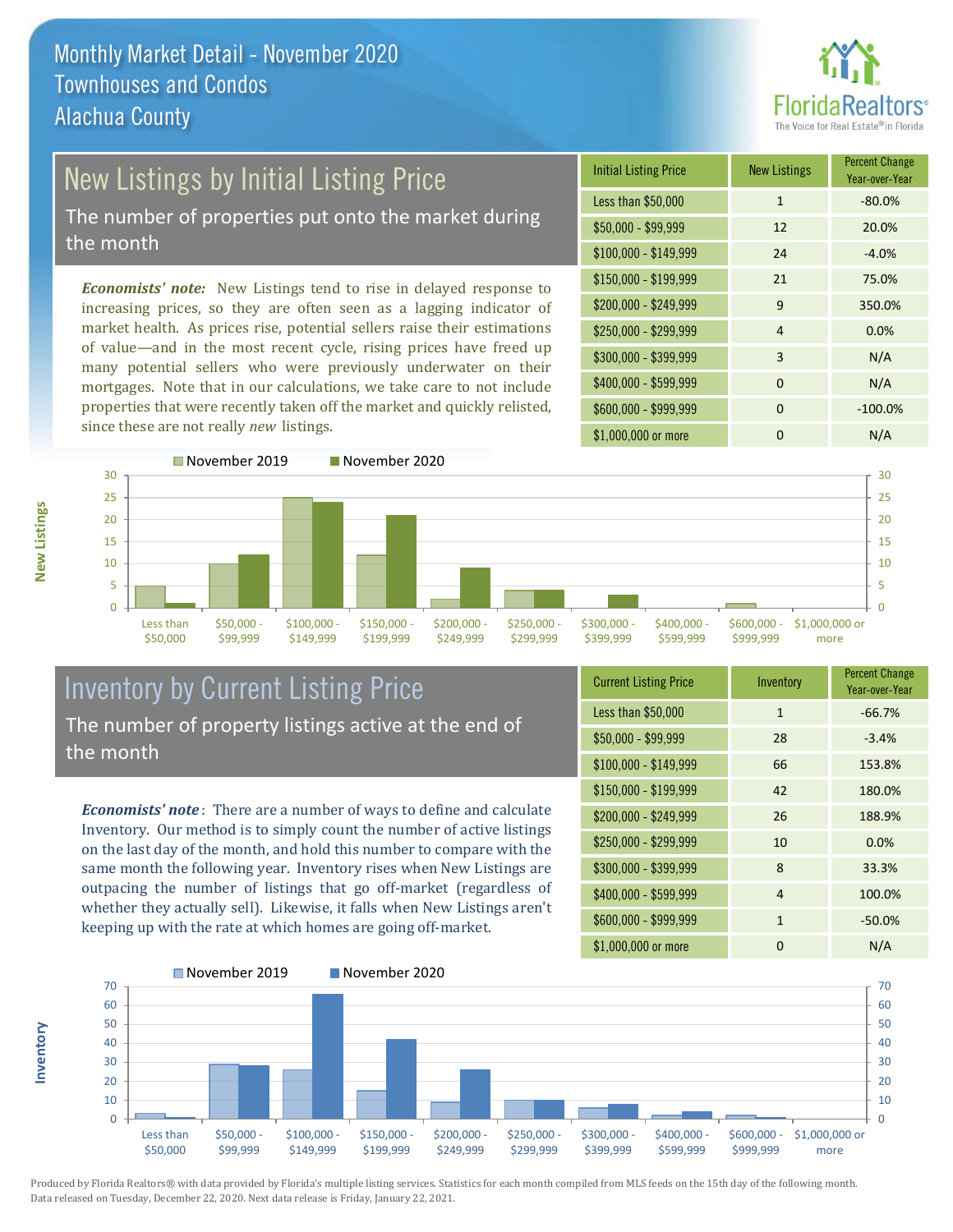# Monthly Market Detail - November 2020
## Townhouses and Condos
## Alachua County

## New Listings by Initial Listing Price

The number of properties put onto the market during the month

*Economists' note:* New Listings tend to rise in delayed response to increasing prices, so they are often seen as a lagging indicator of market health. As prices rise, potential sellers raise their estimations of value—and in the most recent cycle, rising prices have freed up many potential sellers who were previously underwater on their mortgages. Note that in our calculations, we take care to not include properties that were recently taken off the market and quickly relisted, since these are not really *new* listings.

| Initial Listing Price | New Listings | Percent Change Year-over-Year |
|---|---|---|
| Less than $50,000 | 1 | -80.0% |
| $50,000 - $99,999 | 12 | 20.0% |
| $100,000 - $149,999 | 24 | -4.0% |
| $150,000 - $199,999 | 21 | 75.0% |
| $200,000 - $249,999 | 9 | 350.0% |
| $250,000 - $299,999 | 4 | 0.0% |
| $300,000 - $399,999 | 3 | N/A |
| $400,000 - $599,999 | 0 | N/A |
| $600,000 - $999,999 | 0 | -100.0% |
| $1,000,000 or more | 0 | N/A |

## Inventory by Current Listing Price

The number of property listings active at the end of the month

*Economists' note*: There are a number of ways to define and calculate Inventory. Our method is to simply count the number of active listings on the last day of the month, and hold this number to compare with the same month the following year. Inventory rises when New Listings are outpacing the number of listings that go off-market (regardless of whether they actually sell). Likewise, it falls when New Listings aren't keeping up with the rate at which homes are going off-market.

| Current Listing Price | Inventory | Percent Change Year-over-Year |
|---|---|---|
| Less than $50,000 | 1 | -66.7% |
| $50,000 - $99,999 | 28 | -3.4% |
| $100,000 - $149,999 | 66 | 153.8% |
| $150,000 - $199,999 | 42 | 180.0% |
| $200,000 - $249,999 | 26 | 188.9% |
| $250,000 - $299,999 | 10 | 0.0% |
| $300,000 - $399,999 | 8 | 33.3% |
| $400,000 - $599,999 | 4 | 100.0% |
| $600,000 - $999,999 | 1 | -50.0% |
| $1,000,000 or more | 0 | N/A |

Produced by Florida Realtors® with data provided by Florida's multiple listing services. Statistics for each month compiled from MLS feeds on the 15th day of the following month. Data released on Tuesday, December 22, 2020. Next data release is Friday, January 22, 2021.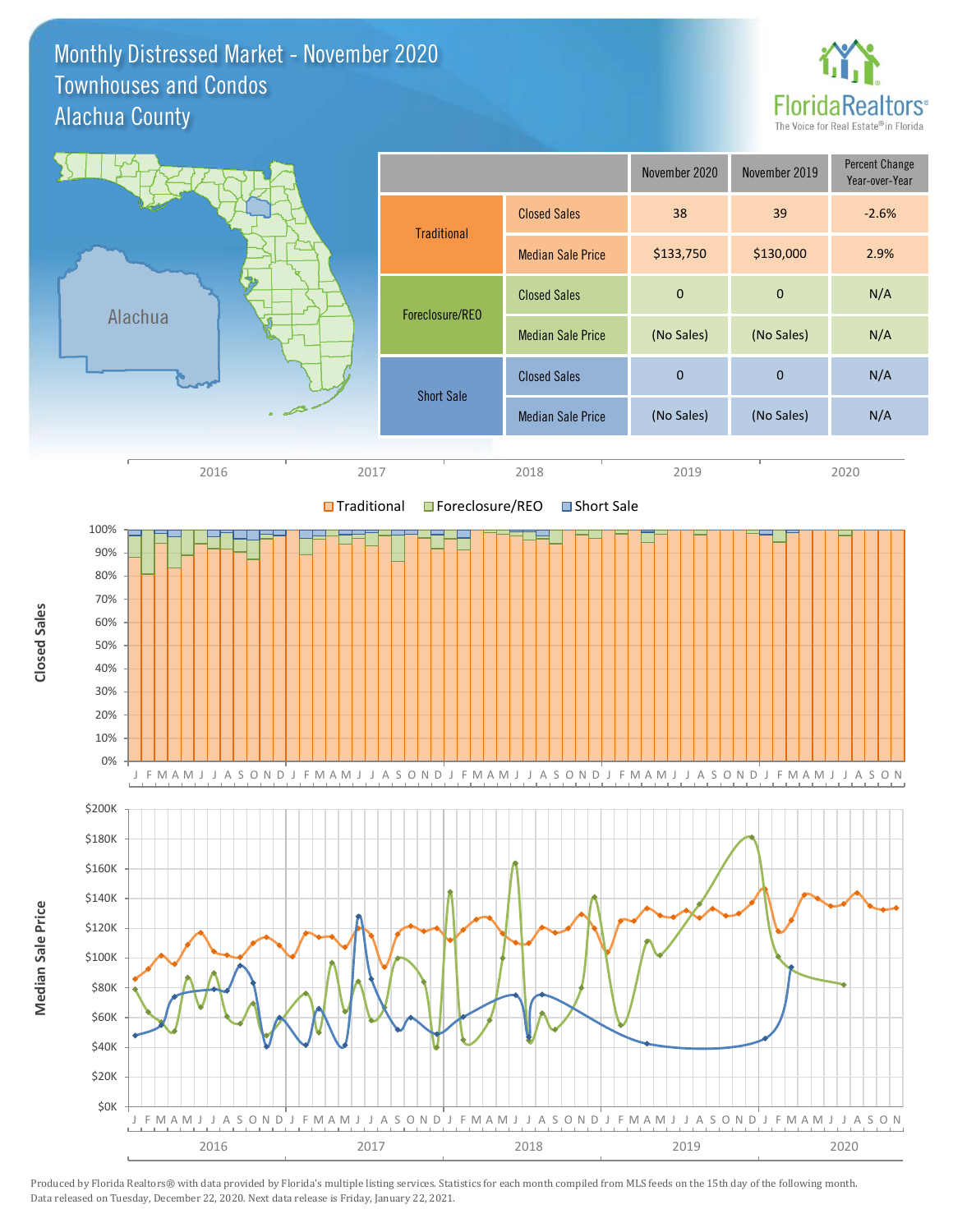# Monthly Distressed Market - November 2020
## Townhouses and Condos
## Alachua County

| | | November 2020 | November 2019 | Percent Change Year-over-Year |
|---|---|---|---|---|
| Traditional | Closed Sales | 38 | 39 | -2.6% |
| | Median Sale Price | $133,750 | $130,000 | 2.9% |
| Foreclosure/REO | Closed Sales | 0 | 0 | N/A |
| | Median Sale Price | (No Sales) | (No Sales) | N/A |
| Short Sale | Closed Sales | 0 | 0 | N/A |
| | Median Sale Price | (No Sales) | (No Sales) | N/A |

Produced by Florida Realtors® with data provided by Florida's multiple listing services. Statistics for each month compiled from MLS feeds on the 15th day of the following month. Data released on Tuesday, December 22, 2020. Next data release is Friday, January 22, 2021.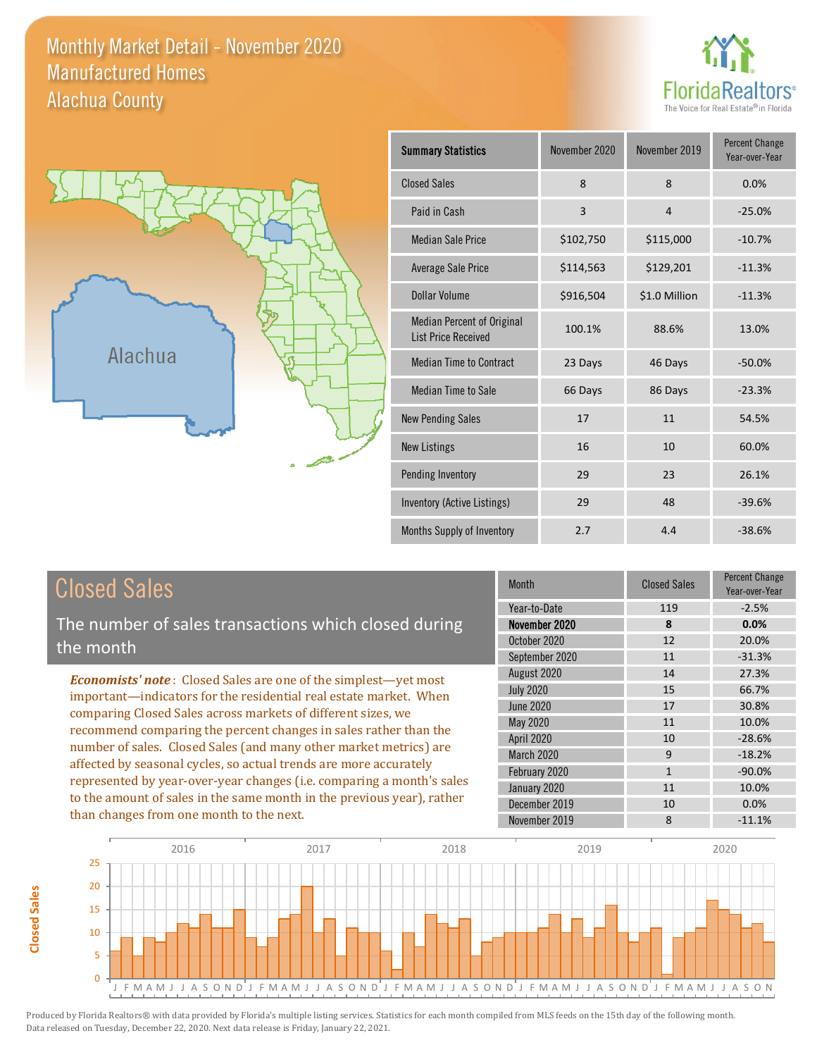# Monthly Market Detail - November 2020
## Manufactured Homes
## Alachua County

| Summary Statistics | November 2020 | November 2019 | Percent Change Year-over-Year |
|---|---|---|---|
| Closed Sales | 8 | 8 | 0.0% |
| Paid in Cash | 3 | 4 | -25.0% |
| Median Sale Price | $102,750 | $115,000 | -10.7% |
| Average Sale Price | $114,563 | $129,201 | -11.3% |
| Dollar Volume | $916,504 | $1.0 Million | -11.3% |
| Median Percent of Original List Price Received | 100.1% | 88.6% | 13.0% |
| Median Time to Contract | 23 Days | 46 Days | -50.0% |
| Median Time to Sale | 66 Days | 86 Days | -23.3% |
| New Pending Sales | 17 | 11 | 54.5% |
| New Listings | 16 | 10 | 60.0% |
| Pending Inventory | 29 | 23 | 26.1% |
| Inventory (Active Listings) | 29 | 48 | -39.6% |
| Months Supply of Inventory | 2.7 | 4.4 | -38.6% |

## Closed Sales

The number of sales transactions which closed during the month

***Economists' note***: Closed Sales are one of the simplest—yet most important—indicators for the residential real estate market. When comparing Closed Sales across markets of different sizes, we recommend comparing the percent changes in sales rather than the number of sales. Closed Sales (and many other market metrics) are affected by seasonal cycles, so actual trends are more accurately represented by year-over-year changes (i.e. comparing a month's sales to the amount of sales in the same month in the previous year), rather than changes from one month to the next.

| Month | Closed Sales | Percent Change Year-over-Year |
|---|---|---|
| Year-to-Date | 119 | -2.5% |
| **November 2020** | **8** | **0.0%** |
| October 2020 | 12 | 20.0% |
| September 2020 | 11 | -31.3% |
| August 2020 | 14 | 27.3% |
| July 2020 | 15 | 66.7% |
| June 2020 | 17 | 30.8% |
| May 2020 | 11 | 10.0% |
| April 2020 | 10 | -28.6% |
| March 2020 | 9 | -18.2% |
| February 2020 | 1 | -90.0% |
| January 2020 | 11 | 10.0% |
| December 2019 | 10 | 0.0% |
| November 2019 | 8 | -11.1% |

Produced by Florida Realtors® with data provided by Florida's multiple listing services. Statistics for each month compiled from MLS feeds on the 15th day of the following month. Data released on Tuesday, December 22, 2020. Next data release is Friday, January 22, 2021.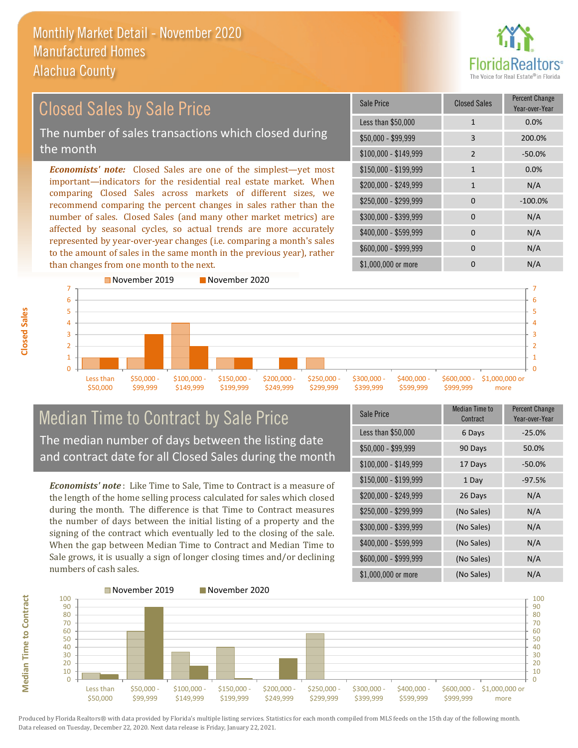# Monthly Market Detail - November 2020
## Manufactured Homes
## Alachua County

## Closed Sales by Sale Price

The number of sales transactions which closed during the month

*Economists' note:* Closed Sales are one of the simplest—yet most important—indicators for the residential real estate market. When comparing Closed Sales across markets of different sizes, we recommend comparing the percent changes in sales rather than the number of sales. Closed Sales (and many other market metrics) are affected by seasonal cycles, so actual trends are more accurately represented by year-over-year changes (i.e. comparing a month's sales to the amount of sales in the same month in the previous year), rather than changes from one month to the next.

| Sale Price | Closed Sales | Percent Change Year-over-Year |
|---|---|---|
| Less than $50,000 | 1 | 0.0% |
| $50,000 - $99,999 | 3 | 200.0% |
| $100,000 - $149,999 | 2 | -50.0% |
| $150,000 - $199,999 | 1 | 0.0% |
| $200,000 - $249,999 | 1 | N/A |
| $250,000 - $299,999 | 0 | -100.0% |
| $300,000 - $399,999 | 0 | N/A |
| $400,000 - $599,999 | 0 | N/A |
| $600,000 - $999,999 | 0 | N/A |
| $1,000,000 or more | 0 | N/A |

## Median Time to Contract by Sale Price

The median number of days between the listing date and contract date for all Closed Sales during the month

*Economists' note*: Like Time to Sale, Time to Contract is a measure of the length of the home selling process calculated for sales which closed during the month. The difference is that Time to Contract measures the number of days between the initial listing of a property and the signing of the contract which eventually led to the closing of the sale. When the gap between Median Time to Contract and Median Time to Sale grows, it is usually a sign of longer closing times and/or declining numbers of cash sales.

| Sale Price | Median Time to Contract | Percent Change Year-over-Year |
|---|---|---|
| Less than $50,000 | 6 Days | -25.0% |
| $50,000 - $99,999 | 90 Days | 50.0% |
| $100,000 - $149,999 | 17 Days | -50.0% |
| $150,000 - $199,999 | 1 Day | -97.5% |
| $200,000 - $249,999 | 26 Days | N/A |
| $250,000 - $299,999 | (No Sales) | N/A |
| $300,000 - $399,999 | (No Sales) | N/A |
| $400,000 - $599,999 | (No Sales) | N/A |
| $600,000 - $999,999 | (No Sales) | N/A |
| $1,000,000 or more | (No Sales) | N/A |

Produced by Florida Realtors® with data provided by Florida's multiple listing services. Statistics for each month compiled from MLS feeds on the 15th day of the following month. Data released on Tuesday, December 22, 2020. Next data release is Friday, January 22, 2021.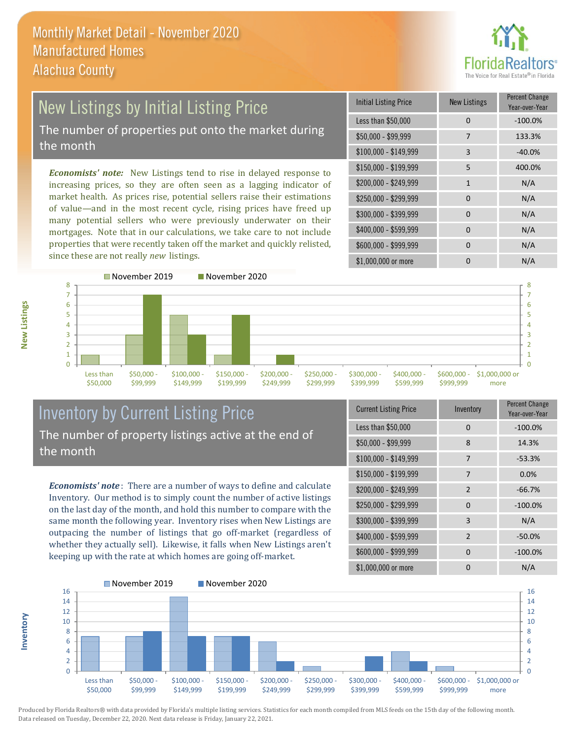# Monthly Market Detail - November 2020
## Manufactured Homes
## Alachua County

## New Listings by Initial Listing Price

The number of properties put onto the market during the month

*Economists' note:* New Listings tend to rise in delayed response to increasing prices, so they are often seen as a lagging indicator of market health. As prices rise, potential sellers raise their estimations of value—and in the most recent cycle, rising prices have freed up many potential sellers who were previously underwater on their mortgages. Note that in our calculations, we take care to not include properties that were recently taken off the market and quickly relisted, since these are not really *new* listings.

| Initial Listing Price | New Listings | Percent Change Year-over-Year |
|---|---|---|
| Less than $50,000 | 0 | -100.0% |
| $50,000 - $99,999 | 7 | 133.3% |
| $100,000 - $149,999 | 3 | -40.0% |
| $150,000 - $199,999 | 5 | 400.0% |
| $200,000 - $249,999 | 1 | N/A |
| $250,000 - $299,999 | 0 | N/A |
| $300,000 - $399,999 | 0 | N/A |
| $400,000 - $599,999 | 0 | N/A |
| $600,000 - $999,999 | 0 | N/A |
| $1,000,000 or more | 0 | N/A |

## Inventory by Current Listing Price

The number of property listings active at the end of the month

*Economists' note*: There are a number of ways to define and calculate Inventory. Our method is to simply count the number of active listings on the last day of the month, and hold this number to compare with the same month the following year. Inventory rises when New Listings are outpacing the number of listings that go off-market (regardless of whether they actually sell). Likewise, it falls when New Listings aren't keeping up with the rate at which homes are going off-market.

| Current Listing Price | Inventory | Percent Change Year-over-Year |
|---|---|---|
| Less than $50,000 | 0 | -100.0% |
| $50,000 - $99,999 | 8 | 14.3% |
| $100,000 - $149,999 | 7 | -53.3% |
| $150,000 - $199,999 | 7 | 0.0% |
| $200,000 - $249,999 | 2 | -66.7% |
| $250,000 - $299,999 | 0 | -100.0% |
| $300,000 - $399,999 | 3 | N/A |
| $400,000 - $599,999 | 2 | -50.0% |
| $600,000 - $999,999 | 0 | -100.0% |
| $1,000,000 or more | 0 | N/A |

Produced by Florida Realtors® with data provided by Florida's multiple listing services. Statistics for each month compiled from MLS feeds on the 15th day of the following month. Data released on Tuesday, December 22, 2020. Next data release is Friday, January 22, 2021.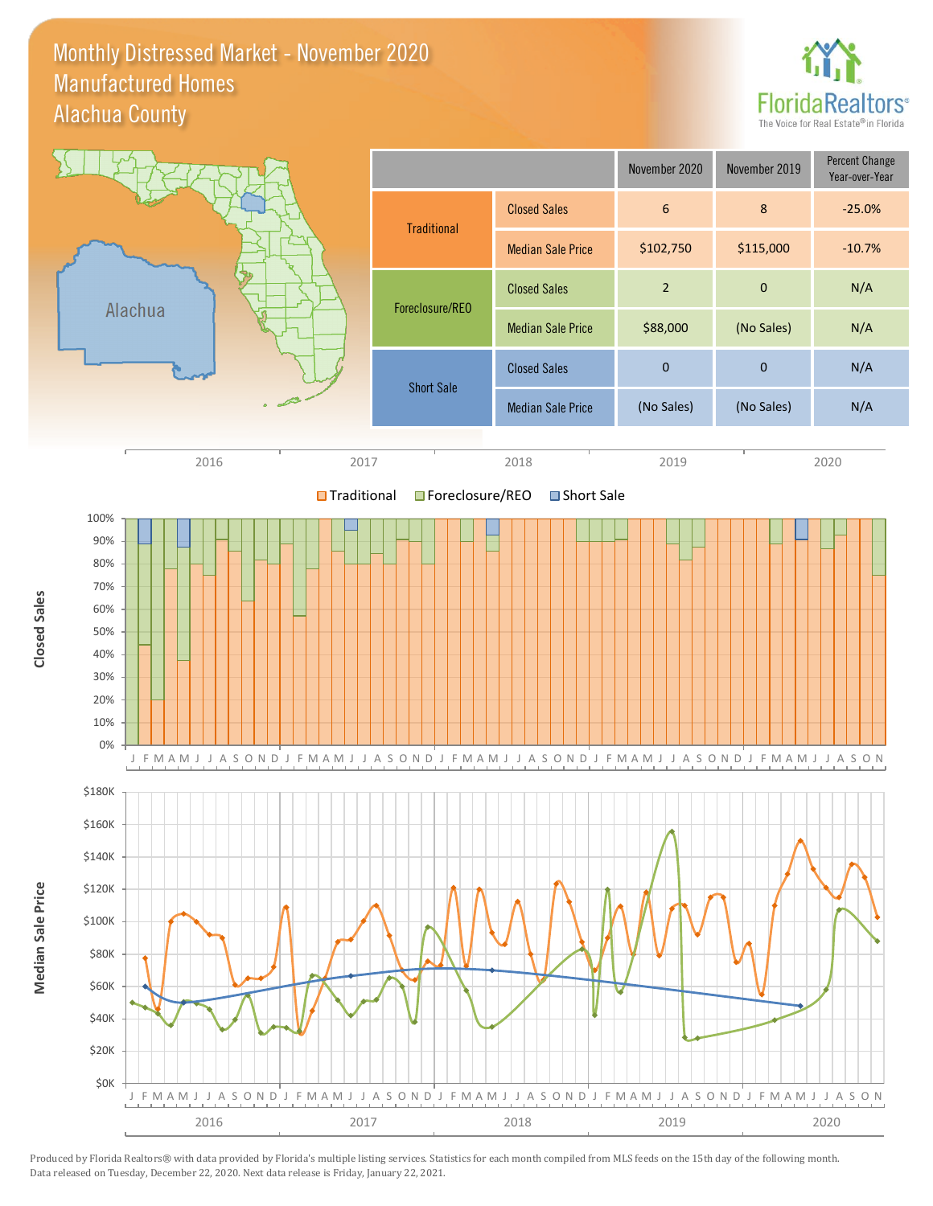# Monthly Distressed Market - November 2020
## Manufactured Homes
## Alachua County

FloridaRealtors®
The Voice for Real Estate® in Florida

Alachua

| | | November 2020 | November 2019 | Percent Change Year-over-Year |
|---|---|---|---|---|
| Traditional | Closed Sales | 6 | 8 | -25.0% |
| | Median Sale Price | $102,750 | $115,000 | -10.7% |
| Foreclosure/REO | Closed Sales | 2 | 0 | N/A |
| | Median Sale Price | $88,000 | (No Sales) | N/A |
| Short Sale | Closed Sales | 0 | 0 | N/A |
| | Median Sale Price | (No Sales) | (No Sales) | N/A |

2016 2017 2018 2019 2020

Traditional  Foreclosure/REO  Short Sale

Closed Sales

100% 90% 80% 70% 60% 50% 40% 30% 20% 10% 0%

J F M A M J J A S O N D J F M A M J J A S O N D J F M A M J J A S O N D J F M A M J J A S O N D J F M A M J J A S O N

Median Sale Price

$180K $160K $140K $120K $100K $80K $60K $40K $20K $0K

J F M A M J J A S O N D J F M A M J J A S O N D J F M A M J J A S O N D J F M A M J J A S O N D J F M A M J J A S O N

2016 2017 2018 2019 2020

Produced by Florida Realtors® with data provided by Florida's multiple listing services. Statistics for each month compiled from MLS feeds on the 15th day of the following month. Data released on Tuesday, December 22, 2020. Next data release is Friday, January 22, 2021.